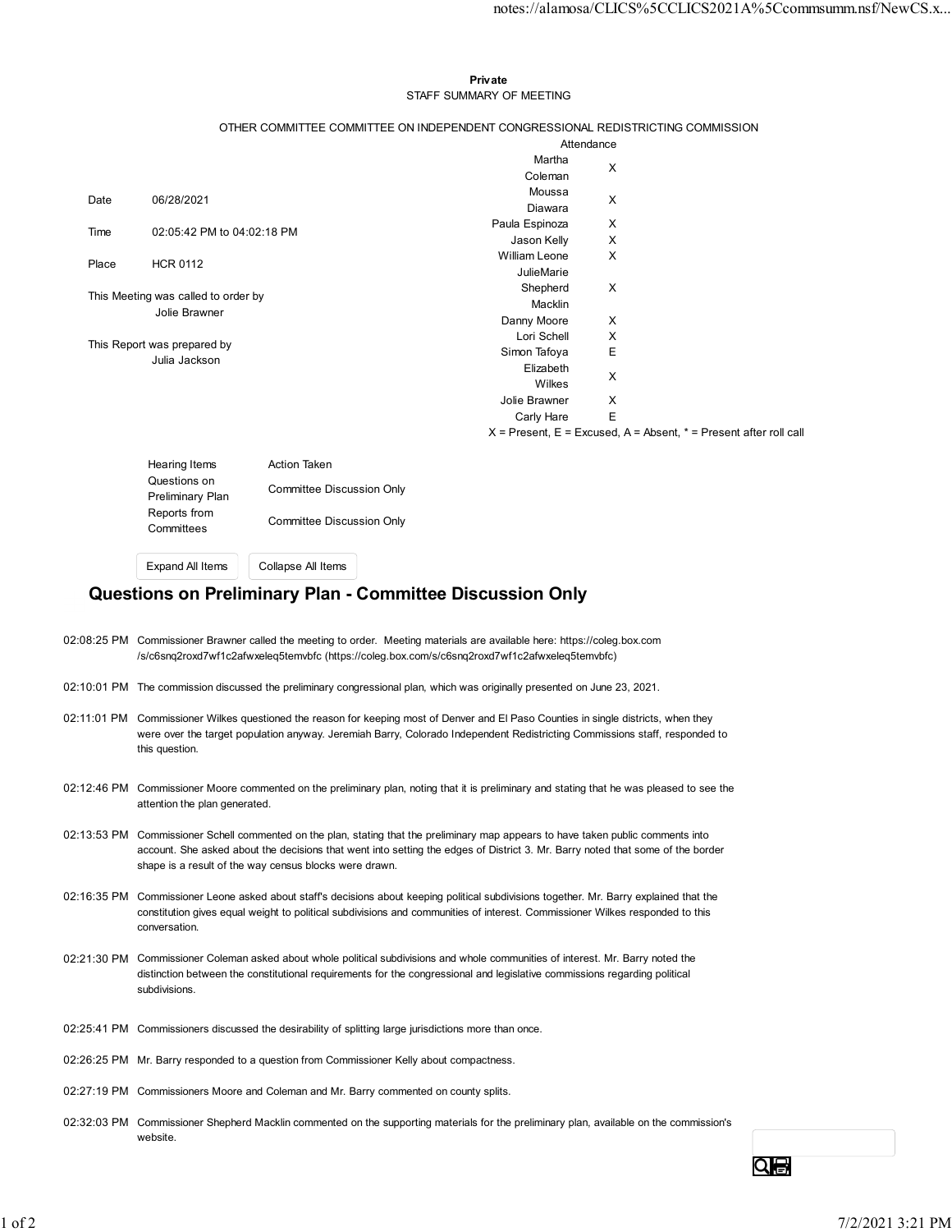**Private**

STAFF SUMMARY OF MEETING

OTHER COMMITTEE COMMITTEE ON INDEPENDENT CONGRESSIONAL REDISTRICTING COMMISSION

| | |
|---|---|
| Date | 06/28/2021 |
| Time | 02:05:42 PM to 04:02:18 PM |
| Place | HCR 0112 |

This Meeting was called to order by
Jolie Brawner

This Report was prepared by
Julia Jackson

| Attendance | |
|---|---|
| Martha Coleman | X |
| Moussa Diawara | X |
| Paula Espinoza | X |
| Jason Kelly | X |
| William Leone | X |
| JulieMarie Shepherd Macklin | X |
| Danny Moore | X |
| Lori Schell | X |
| Simon Tafoya | E |
| Elizabeth Wilkes | X |
| Jolie Brawner | X |
| Carly Hare | E |

X = Present, E = Excused, A = Absent, * = Present after roll call

| Hearing Items | Action Taken |
|---|---|
| Questions on Preliminary Plan | Committee Discussion Only |
| Reports from Committees | Committee Discussion Only |

Expand All Items | Collapse All Items

## Questions on Preliminary Plan - Committee Discussion Only

02:08:25 PM Commissioner Brawner called the meeting to order. Meeting materials are available here: https://coleg.box.com/s/c6snq2roxd7wf1c2afwxeleq5temvbfc (https://coleg.box.com/s/c6snq2roxd7wf1c2afwxeleq5temvbfc)

02:10:01 PM The commission discussed the preliminary congressional plan, which was originally presented on June 23, 2021.

02:11:01 PM Commissioner Wilkes questioned the reason for keeping most of Denver and El Paso Counties in single districts, when they were over the target population anyway. Jeremiah Barry, Colorado Independent Redistricting Commissions staff, responded to this question.

02:12:46 PM Commissioner Moore commented on the preliminary plan, noting that it is preliminary and stating that he was pleased to see the attention the plan generated.

02:13:53 PM Commissioner Schell commented on the plan, stating that the preliminary map appears to have taken public comments into account. She asked about the decisions that went into setting the edges of District 3. Mr. Barry noted that some of the border shape is a result of the way census blocks were drawn.

02:16:35 PM Commissioner Leone asked about staff's decisions about keeping political subdivisions together. Mr. Barry explained that the constitution gives equal weight to political subdivisions and communities of interest. Commissioner Wilkes responded to this conversation.

02:21:30 PM Commissioner Coleman asked about whole political subdivisions and whole communities of interest. Mr. Barry noted the distinction between the constitutional requirements for the congressional and legislative commissions regarding political subdivisions.

02:25:41 PM Commissioners discussed the desirability of splitting large jurisdictions more than once.

02:26:25 PM Mr. Barry responded to a question from Commissioner Kelly about compactness.

02:27:19 PM Commissioners Moore and Coleman and Mr. Barry commented on county splits.

02:32:03 PM Commissioner Shepherd Macklin commented on the supporting materials for the preliminary plan, available on the commission's website.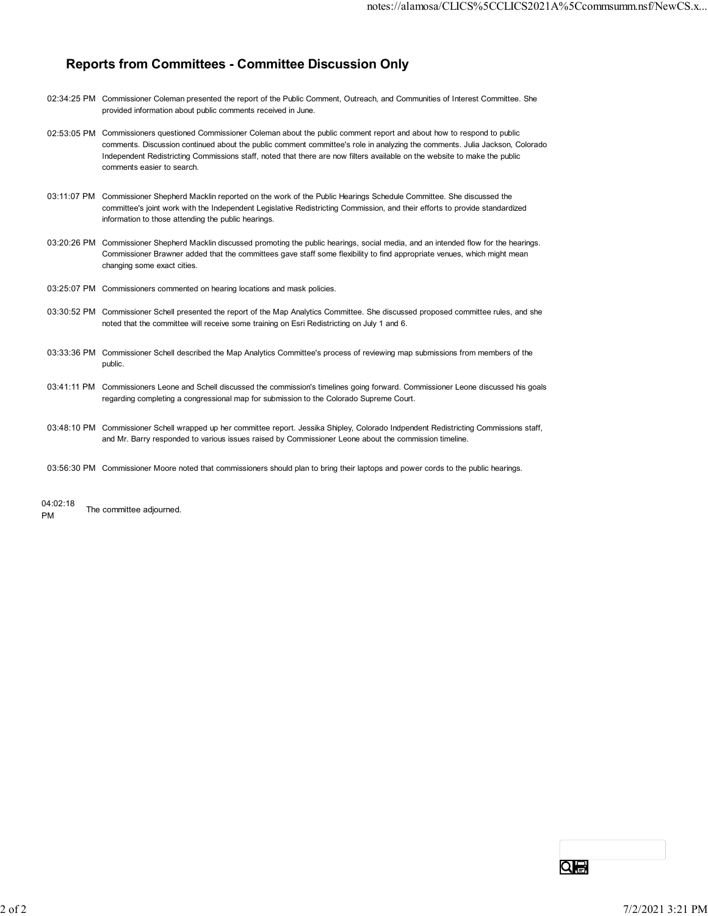## Reports from Committees - Committee Discussion Only

| | |
|---|---|
| 02:34:25 PM | Commissioner Coleman presented the report of the Public Comment, Outreach, and Communities of Interest Committee. She provided information about public comments received in June. |
| 02:53:05 PM | Commissioners questioned Commissioner Coleman about the public comment report and about how to respond to public comments. Discussion continued about the public comment committee's role in analyzing the comments. Julia Jackson, Colorado Independent Redistricting Commissions staff, noted that there are now filters available on the website to make the public comments easier to search. |
| 03:11:07 PM | Commissioner Shepherd Macklin reported on the work of the Public Hearings Schedule Committee. She discussed the committee's joint work with the Independent Legislative Redistricting Commission, and their efforts to provide standardized information to those attending the public hearings. |
| 03:20:26 PM | Commissioner Shepherd Macklin discussed promoting the public hearings, social media, and an intended flow for the hearings. Commissioner Brawner added that the committees gave staff some flexibility to find appropriate venues, which might mean changing some exact cities. |
| 03:25:07 PM | Commissioners commented on hearing locations and mask policies. |
| 03:30:52 PM | Commissioner Schell presented the report of the Map Analytics Committee. She discussed proposed committee rules, and she noted that the committee will receive some training on Esri Redistricting on July 1 and 6. |
| 03:33:36 PM | Commissioner Schell described the Map Analytics Committee's process of reviewing map submissions from members of the public. |
| 03:41:11 PM | Commissioners Leone and Schell discussed the commission's timelines going forward. Commissioner Leone discussed his goals regarding completing a congressional map for submission to the Colorado Supreme Court. |
| 03:48:10 PM | Commissioner Schell wrapped up her committee report. Jessika Shipley, Colorado Indpendent Redistricting Commissions staff, and Mr. Barry responded to various issues raised by Commissioner Leone about the commission timeline. |
| 03:56:30 PM | Commissioner Moore noted that commissioners should plan to bring their laptops and power cords to the public hearings. |

| | |
|---|---|
| 04:02:18 PM | The committee adjourned. |